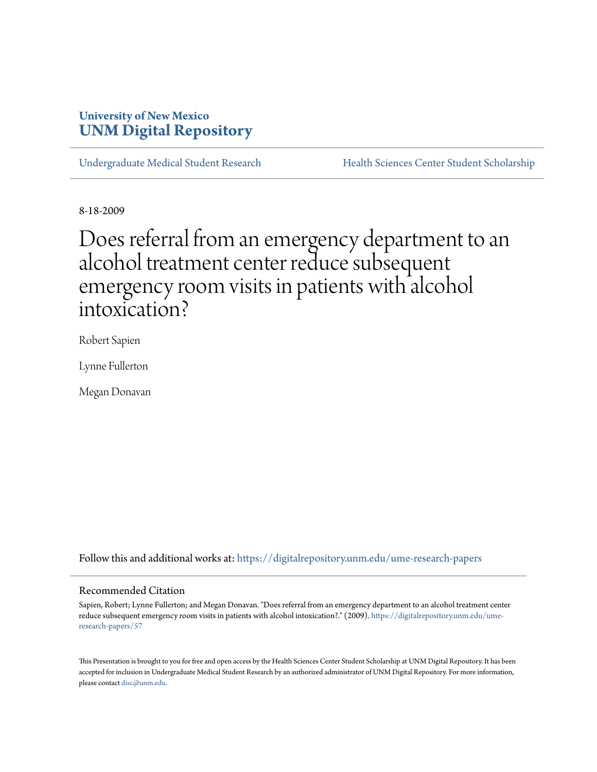University of New Mexico
**UNM Digital Repository**

Undergraduate Medical Student Research | Health Sciences Center Student Scholarship

8-18-2009

# Does referral from an emergency department to an alcohol treatment center reduce subsequent emergency room visits in patients with alcohol intoxication?

Robert Sapien

Lynne Fullerton

Megan Donavan

Follow this and additional works at: https://digitalrepository.unm.edu/ume-research-papers

## Recommended Citation

Sapien, Robert; Lynne Fullerton; and Megan Donavan. "Does referral from an emergency department to an alcohol treatment center reduce subsequent emergency room visits in patients with alcohol intoxication?." (2009). https://digitalrepository.unm.edu/ume-research-papers/57

This Presentation is brought to you for free and open access by the Health Sciences Center Student Scholarship at UNM Digital Repository. It has been accepted for inclusion in Undergraduate Medical Student Research by an authorized administrator of UNM Digital Repository. For more information, please contact disc@unm.edu.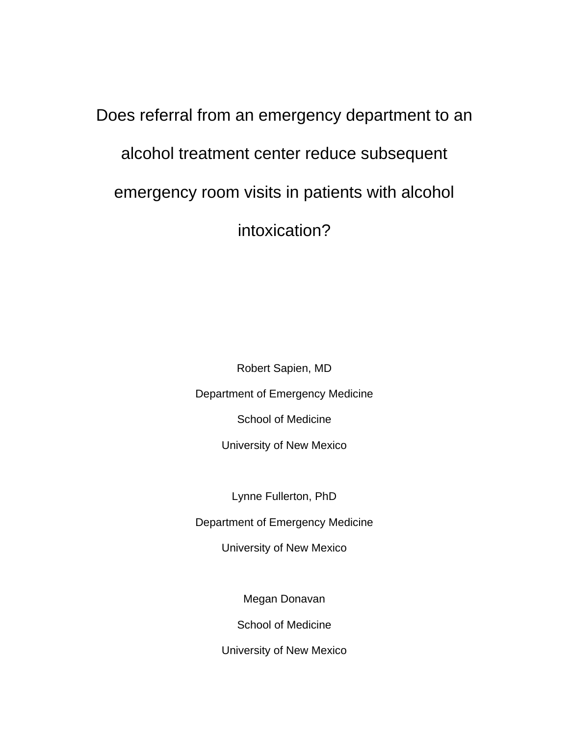# Does referral from an emergency department to an alcohol treatment center reduce subsequent emergency room visits in patients with alcohol intoxication?

Robert Sapien, MD

Department of Emergency Medicine

School of Medicine

University of New Mexico

Lynne Fullerton, PhD

Department of Emergency Medicine

University of New Mexico

Megan Donavan

School of Medicine

University of New Mexico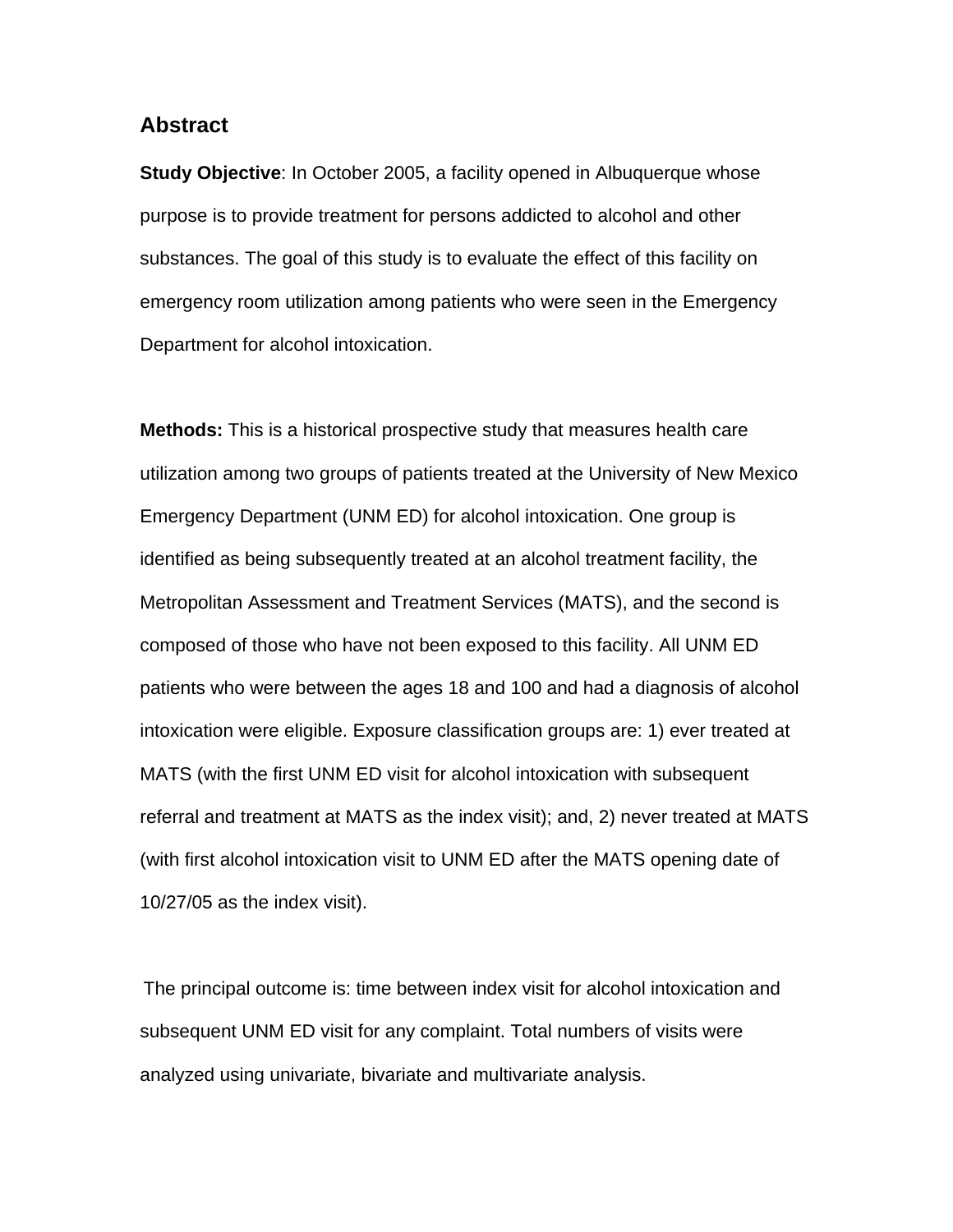## Abstract

**Study Objective**: In October 2005, a facility opened in Albuquerque whose purpose is to provide treatment for persons addicted to alcohol and other substances. The goal of this study is to evaluate the effect of this facility on emergency room utilization among patients who were seen in the Emergency Department for alcohol intoxication.

**Methods:** This is a historical prospective study that measures health care utilization among two groups of patients treated at the University of New Mexico Emergency Department (UNM ED) for alcohol intoxication. One group is identified as being subsequently treated at an alcohol treatment facility, the Metropolitan Assessment and Treatment Services (MATS), and the second is composed of those who have not been exposed to this facility. All UNM ED patients who were between the ages 18 and 100 and had a diagnosis of alcohol intoxication were eligible. Exposure classification groups are: 1) ever treated at MATS (with the first UNM ED visit for alcohol intoxication with subsequent referral and treatment at MATS as the index visit); and, 2) never treated at MATS (with first alcohol intoxication visit to UNM ED after the MATS opening date of 10/27/05 as the index visit).

The principal outcome is: time between index visit for alcohol intoxication and subsequent UNM ED visit for any complaint. Total numbers of visits were analyzed using univariate, bivariate and multivariate analysis.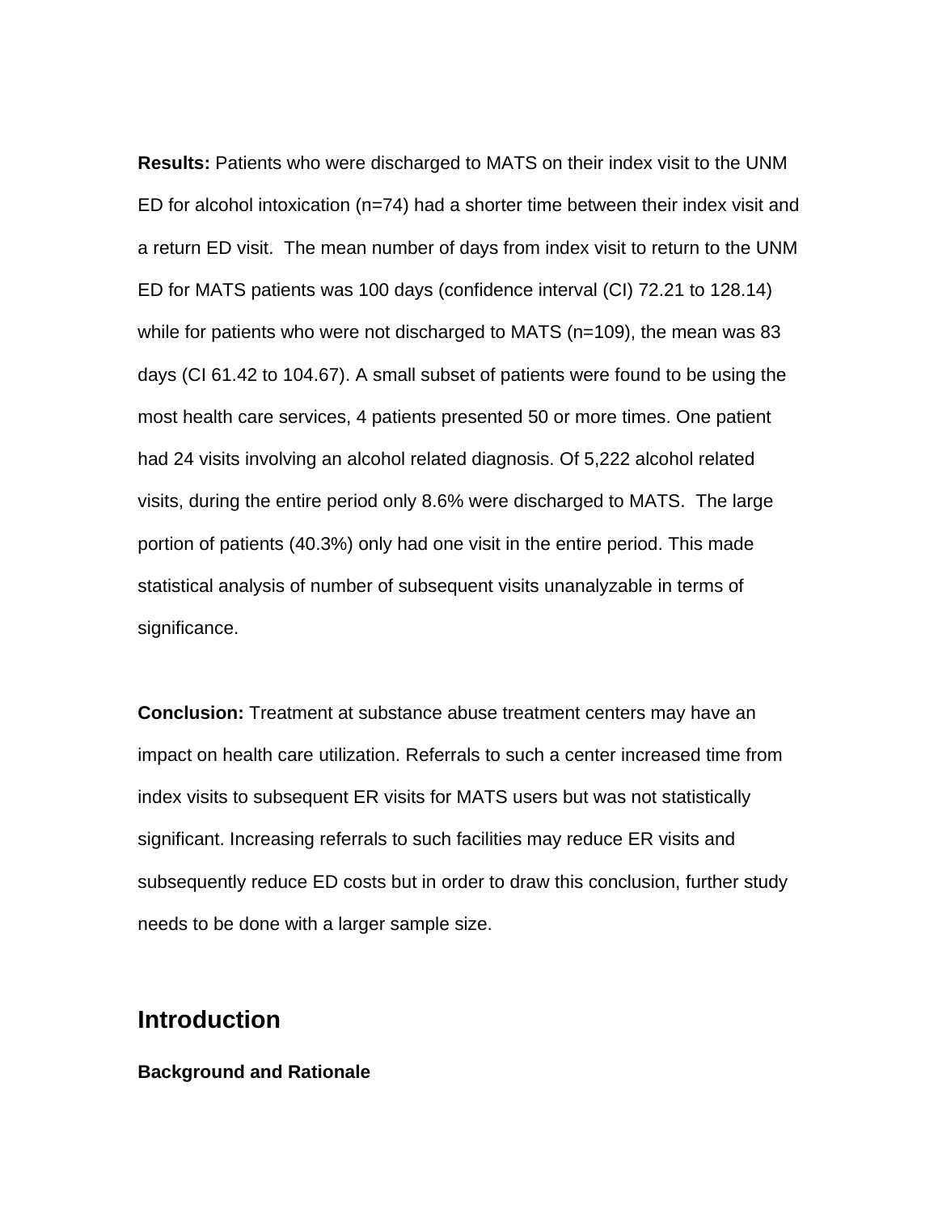**Results:** Patients who were discharged to MATS on their index visit to the UNM ED for alcohol intoxication (n=74) had a shorter time between their index visit and a return ED visit. The mean number of days from index visit to return to the UNM ED for MATS patients was 100 days (confidence interval (CI) 72.21 to 128.14) while for patients who were not discharged to MATS (n=109), the mean was 83 days (CI 61.42 to 104.67). A small subset of patients were found to be using the most health care services, 4 patients presented 50 or more times. One patient had 24 visits involving an alcohol related diagnosis. Of 5,222 alcohol related visits, during the entire period only 8.6% were discharged to MATS. The large portion of patients (40.3%) only had one visit in the entire period. This made statistical analysis of number of subsequent visits unanalyzable in terms of significance.

**Conclusion:** Treatment at substance abuse treatment centers may have an impact on health care utilization. Referrals to such a center increased time from index visits to subsequent ER visits for MATS users but was not statistically significant. Increasing referrals to such facilities may reduce ER visits and subsequently reduce ED costs but in order to draw this conclusion, further study needs to be done with a larger sample size.

## Introduction

### Background and Rationale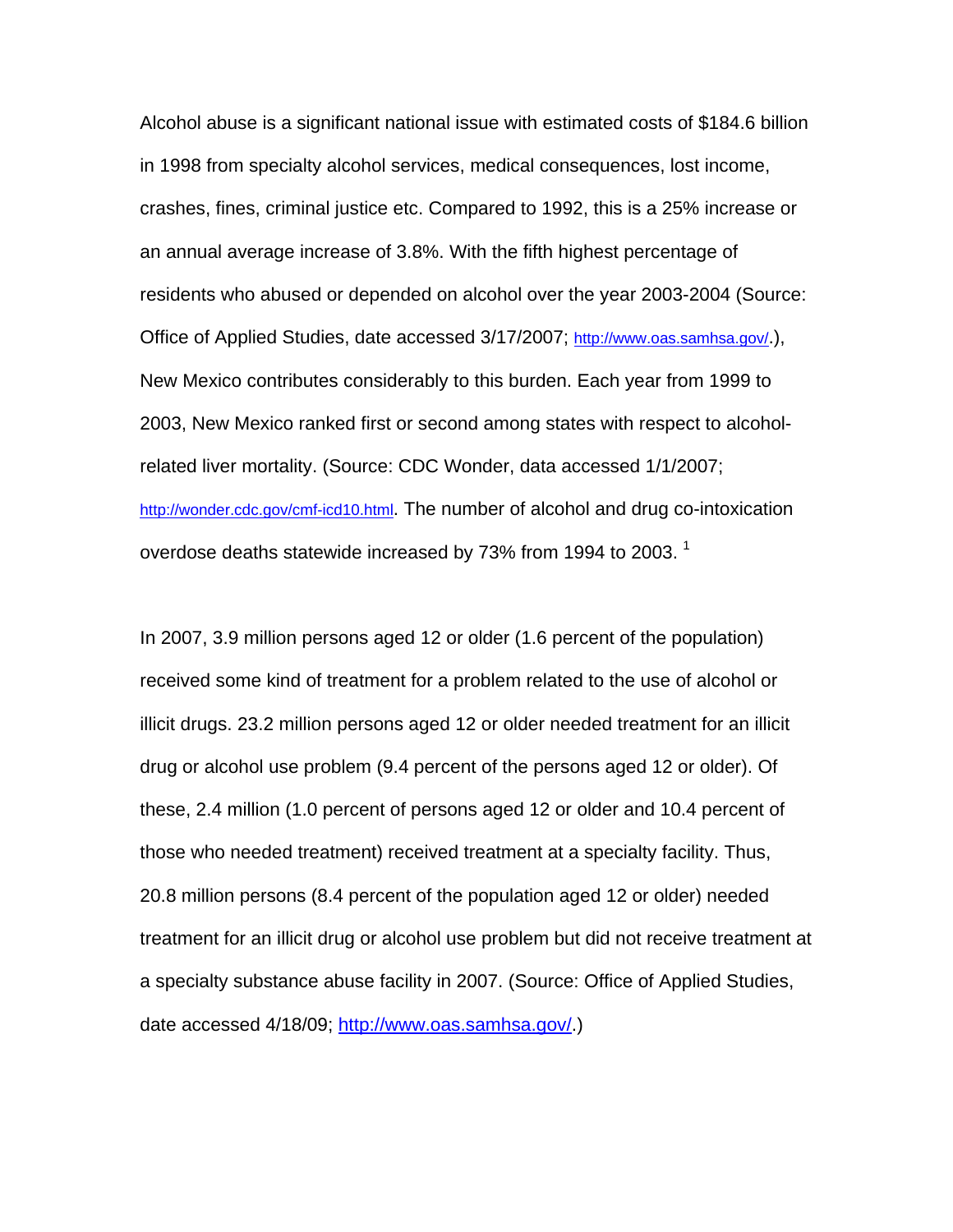Alcohol abuse is a significant national issue with estimated costs of $184.6 billion in 1998 from specialty alcohol services, medical consequences, lost income, crashes, fines, criminal justice etc. Compared to 1992, this is a 25% increase or an annual average increase of 3.8%. With the fifth highest percentage of residents who abused or depended on alcohol over the year 2003-2004 (Source: Office of Applied Studies, date accessed 3/17/2007; http://www.oas.samhsa.gov/.), New Mexico contributes considerably to this burden. Each year from 1999 to 2003, New Mexico ranked first or second among states with respect to alcohol-related liver mortality. (Source: CDC Wonder, data accessed 1/1/2007; http://wonder.cdc.gov/cmf-icd10.html. The number of alcohol and drug co-intoxication overdose deaths statewide increased by 73% from 1994 to 2003. [1]

In 2007, 3.9 million persons aged 12 or older (1.6 percent of the population) received some kind of treatment for a problem related to the use of alcohol or illicit drugs. 23.2 million persons aged 12 or older needed treatment for an illicit drug or alcohol use problem (9.4 percent of the persons aged 12 or older). Of these, 2.4 million (1.0 percent of persons aged 12 or older and 10.4 percent of those who needed treatment) received treatment at a specialty facility. Thus, 20.8 million persons (8.4 percent of the population aged 12 or older) needed treatment for an illicit drug or alcohol use problem but did not receive treatment at a specialty substance abuse facility in 2007. (Source: Office of Applied Studies, date accessed 4/18/09; http://www.oas.samhsa.gov/.)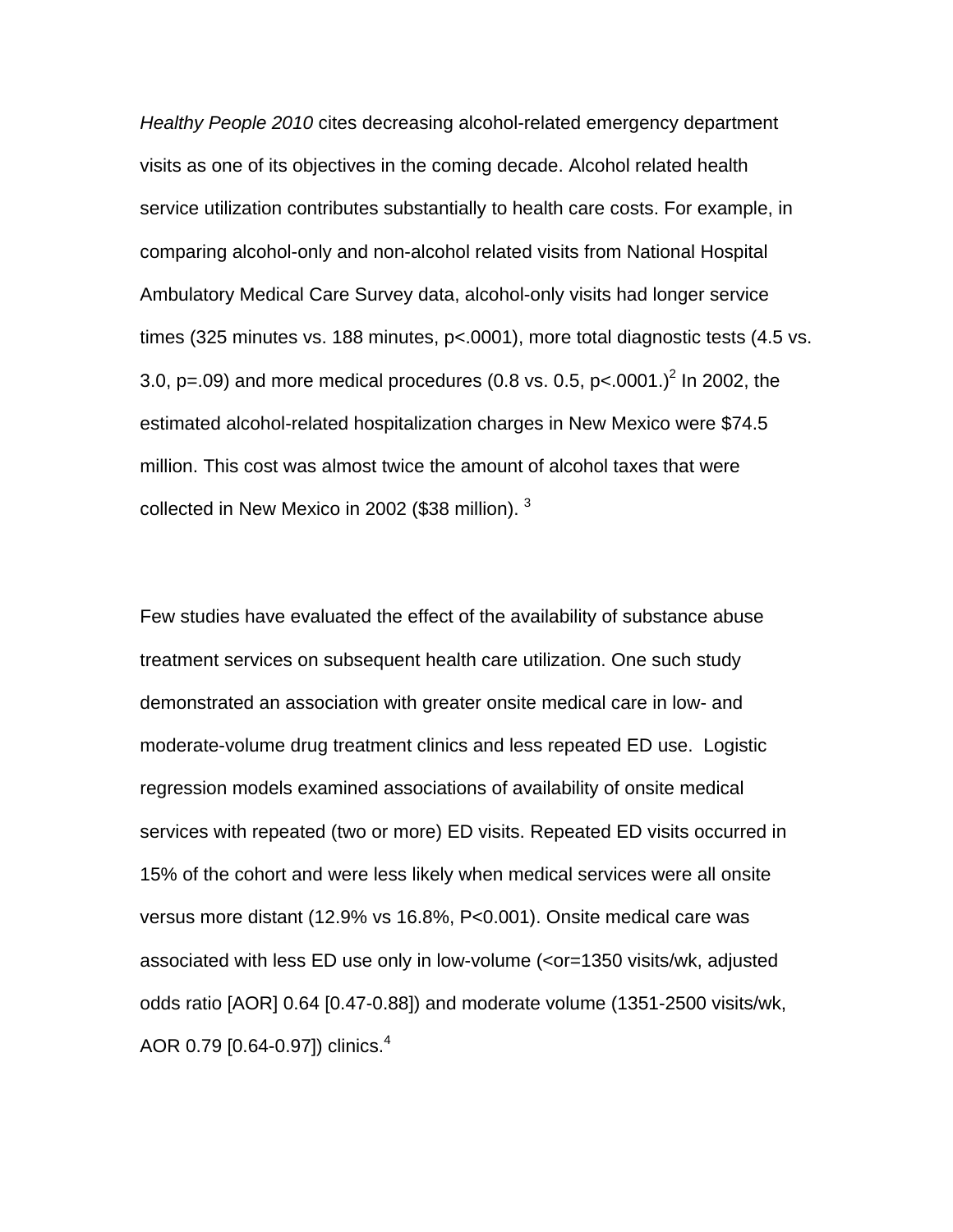*Healthy People 2010* cites decreasing alcohol-related emergency department visits as one of its objectives in the coming decade. Alcohol related health service utilization contributes substantially to health care costs. For example, in comparing alcohol-only and non-alcohol related visits from National Hospital Ambulatory Medical Care Survey data, alcohol-only visits had longer service times (325 minutes vs. 188 minutes, $p<.0001$), more total diagnostic tests (4.5 vs. 3.0, $p=.09$) and more medical procedures (0.8 vs. 0.5, $p<.0001$.)[2] In 2002, the estimated alcohol-related hospitalization charges in New Mexico were $74.5 million. This cost was almost twice the amount of alcohol taxes that were collected in New Mexico in 2002 ($38 million). [3]

Few studies have evaluated the effect of the availability of substance abuse treatment services on subsequent health care utilization. One such study demonstrated an association with greater onsite medical care in low- and moderate-volume drug treatment clinics and less repeated ED use. Logistic regression models examined associations of availability of onsite medical services with repeated (two or more) ED visits. Repeated ED visits occurred in 15% of the cohort and were less likely when medical services were all onsite versus more distant (12.9% vs 16.8%, $P<0.001$). Onsite medical care was associated with less ED use only in low-volume (<or=1350 visits/wk, adjusted odds ratio [AOR] 0.64 [0.47-0.88]) and moderate volume (1351-2500 visits/wk, AOR 0.79 [0.64-0.97]) clinics.[4]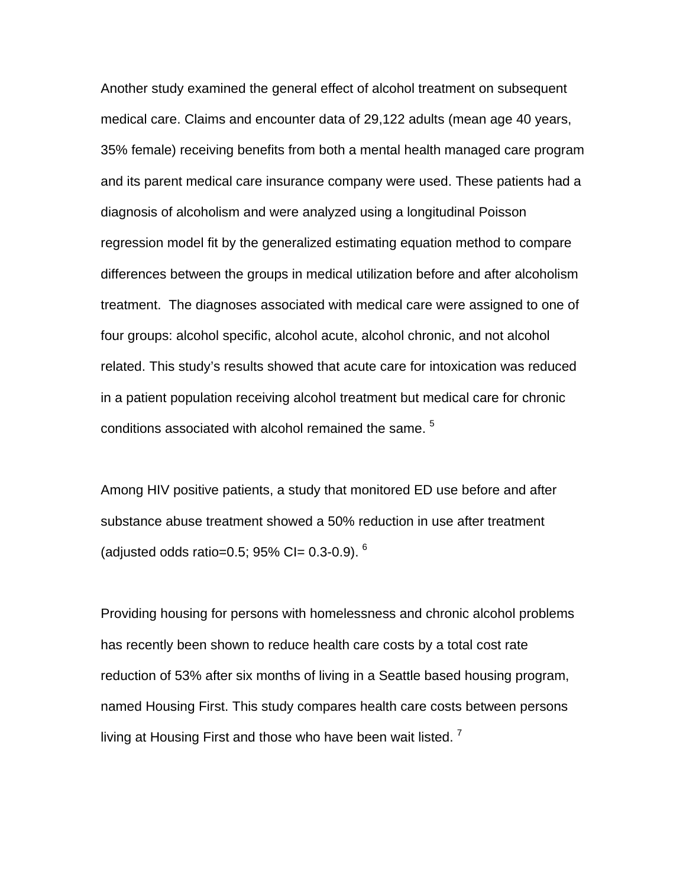Another study examined the general effect of alcohol treatment on subsequent medical care. Claims and encounter data of 29,122 adults (mean age 40 years, 35% female) receiving benefits from both a mental health managed care program and its parent medical care insurance company were used. These patients had a diagnosis of alcoholism and were analyzed using a longitudinal Poisson regression model fit by the generalized estimating equation method to compare differences between the groups in medical utilization before and after alcoholism treatment. The diagnoses associated with medical care were assigned to one of four groups: alcohol specific, alcohol acute, alcohol chronic, and not alcohol related. This study's results showed that acute care for intoxication was reduced in a patient population receiving alcohol treatment but medical care for chronic conditions associated with alcohol remained the same. [5]

Among HIV positive patients, a study that monitored ED use before and after substance abuse treatment showed a 50% reduction in use after treatment (adjusted odds ratio=0.5; 95% CI= 0.3-0.9). [6]

Providing housing for persons with homelessness and chronic alcohol problems has recently been shown to reduce health care costs by a total cost rate reduction of 53% after six months of living in a Seattle based housing program, named Housing First. This study compares health care costs between persons living at Housing First and those who have been wait listed. [7]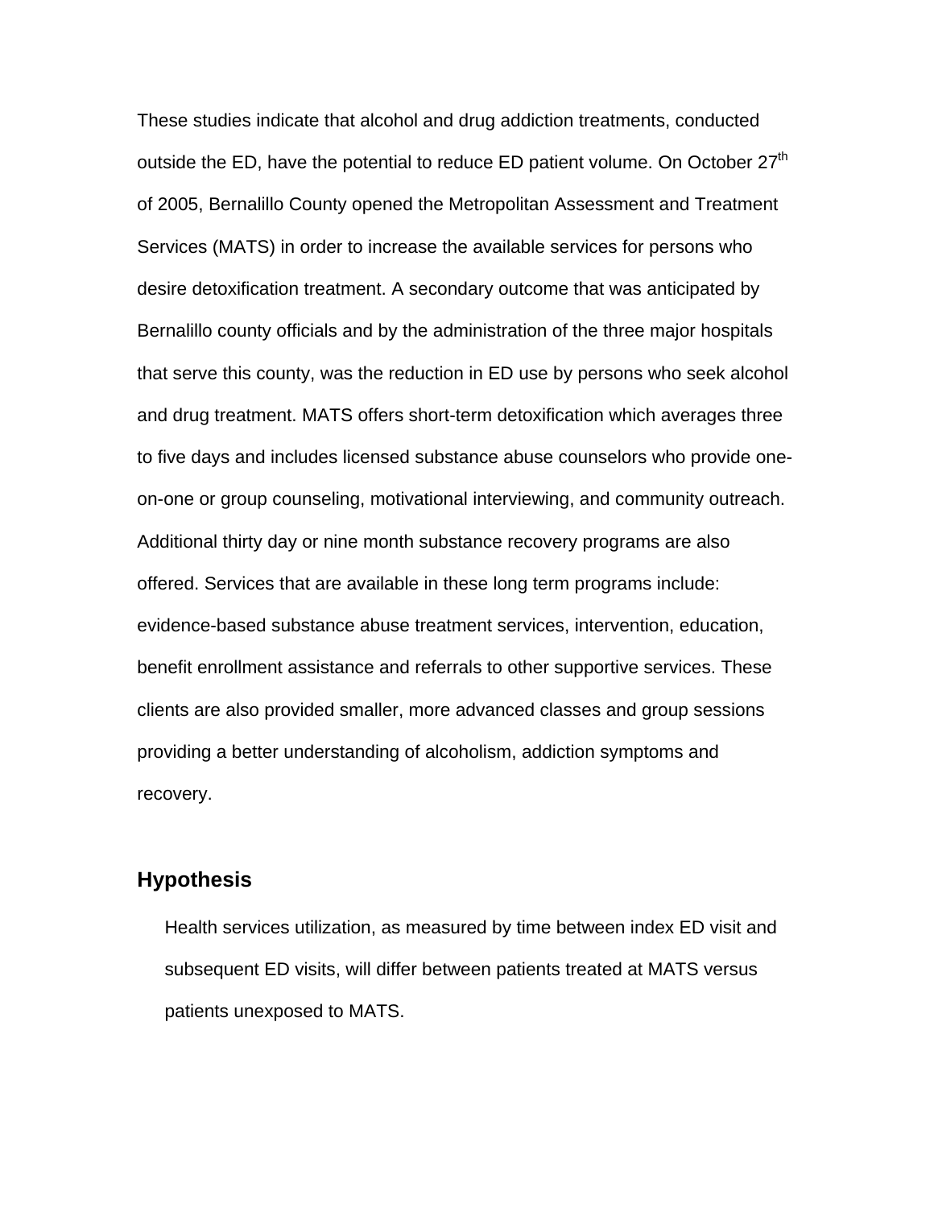These studies indicate that alcohol and drug addiction treatments, conducted outside the ED, have the potential to reduce ED patient volume. On October 27th of 2005, Bernalillo County opened the Metropolitan Assessment and Treatment Services (MATS) in order to increase the available services for persons who desire detoxification treatment. A secondary outcome that was anticipated by Bernalillo county officials and by the administration of the three major hospitals that serve this county, was the reduction in ED use by persons who seek alcohol and drug treatment. MATS offers short-term detoxification which averages three to five days and includes licensed substance abuse counselors who provide one-on-one or group counseling, motivational interviewing, and community outreach. Additional thirty day or nine month substance recovery programs are also offered. Services that are available in these long term programs include: evidence-based substance abuse treatment services, intervention, education, benefit enrollment assistance and referrals to other supportive services. These clients are also provided smaller, more advanced classes and group sessions providing a better understanding of alcoholism, addiction symptoms and recovery.

## Hypothesis

Health services utilization, as measured by time between index ED visit and subsequent ED visits, will differ between patients treated at MATS versus patients unexposed to MATS.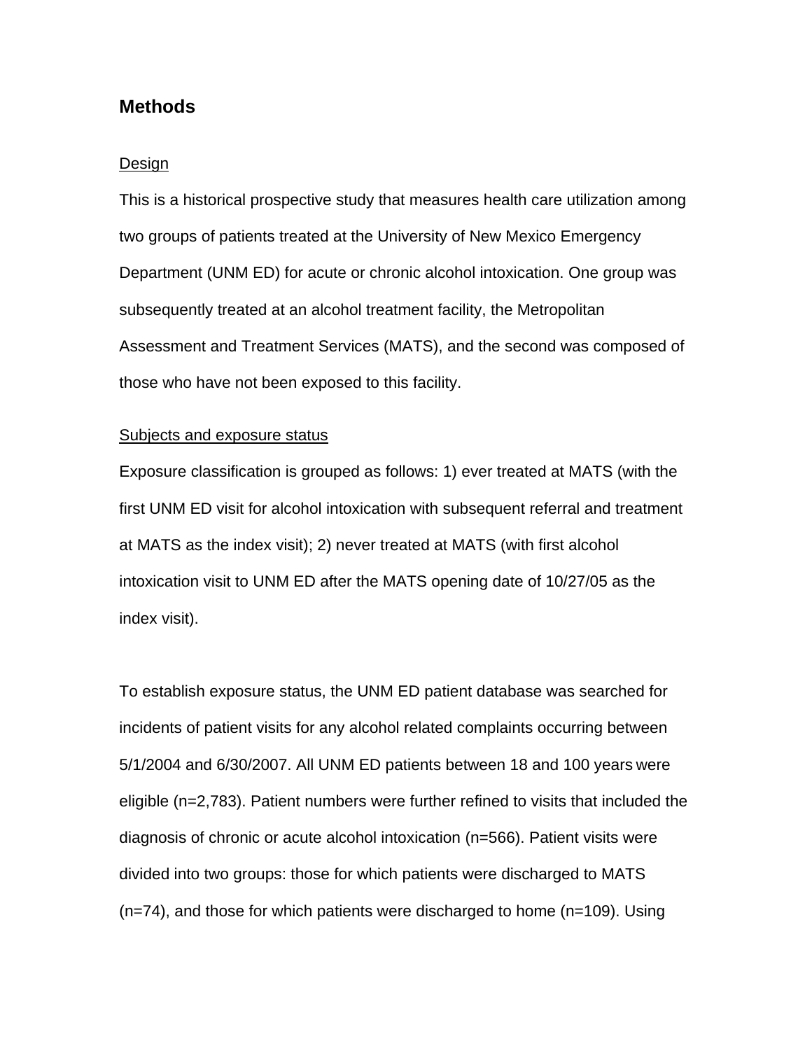## Methods

### Design

This is a historical prospective study that measures health care utilization among two groups of patients treated at the University of New Mexico Emergency Department (UNM ED) for acute or chronic alcohol intoxication. One group was subsequently treated at an alcohol treatment facility, the Metropolitan Assessment and Treatment Services (MATS), and the second was composed of those who have not been exposed to this facility.

### Subjects and exposure status

Exposure classification is grouped as follows: 1) ever treated at MATS (with the first UNM ED visit for alcohol intoxication with subsequent referral and treatment at MATS as the index visit); 2) never treated at MATS (with first alcohol intoxication visit to UNM ED after the MATS opening date of 10/27/05 as the index visit).

To establish exposure status, the UNM ED patient database was searched for incidents of patient visits for any alcohol related complaints occurring between 5/1/2004 and 6/30/2007. All UNM ED patients between 18 and 100 years were eligible (n=2,783). Patient numbers were further refined to visits that included the diagnosis of chronic or acute alcohol intoxication (n=566). Patient visits were divided into two groups: those for which patients were discharged to MATS (n=74), and those for which patients were discharged to home (n=109). Using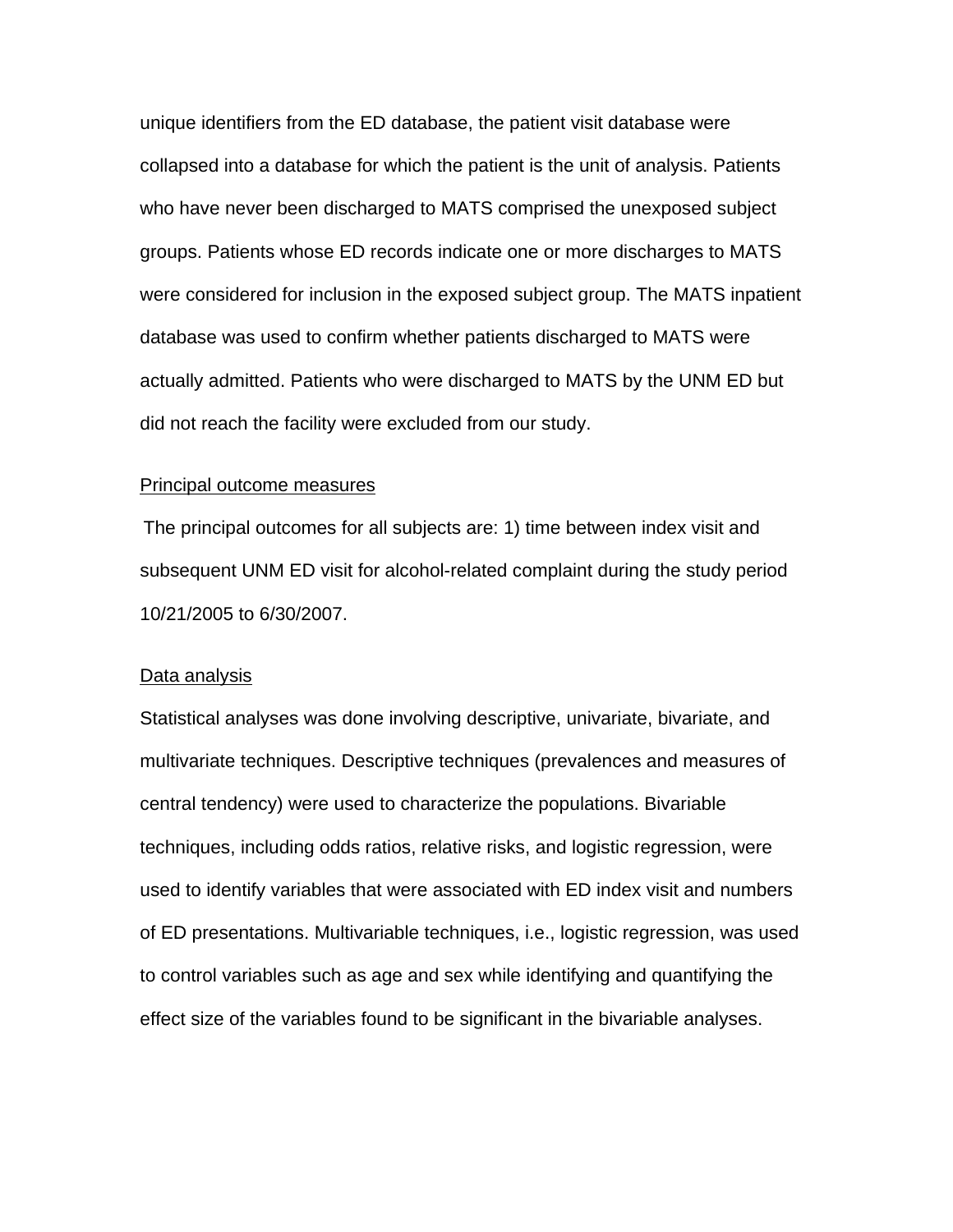unique identifiers from the ED database, the patient visit database were collapsed into a database for which the patient is the unit of analysis. Patients who have never been discharged to MATS comprised the unexposed subject groups. Patients whose ED records indicate one or more discharges to MATS were considered for inclusion in the exposed subject group. The MATS inpatient database was used to confirm whether patients discharged to MATS were actually admitted. Patients who were discharged to MATS by the UNM ED but did not reach the facility were excluded from our study.

<u>Principal outcome measures</u>

The principal outcomes for all subjects are: 1) time between index visit and subsequent UNM ED visit for alcohol-related complaint during the study period 10/21/2005 to 6/30/2007.

<u>Data analysis</u>

Statistical analyses was done involving descriptive, univariate, bivariate, and multivariate techniques. Descriptive techniques (prevalences and measures of central tendency) were used to characterize the populations. Bivariable techniques, including odds ratios, relative risks, and logistic regression, were used to identify variables that were associated with ED index visit and numbers of ED presentations. Multivariable techniques, i.e., logistic regression, was used to control variables such as age and sex while identifying and quantifying the effect size of the variables found to be significant in the bivariable analyses.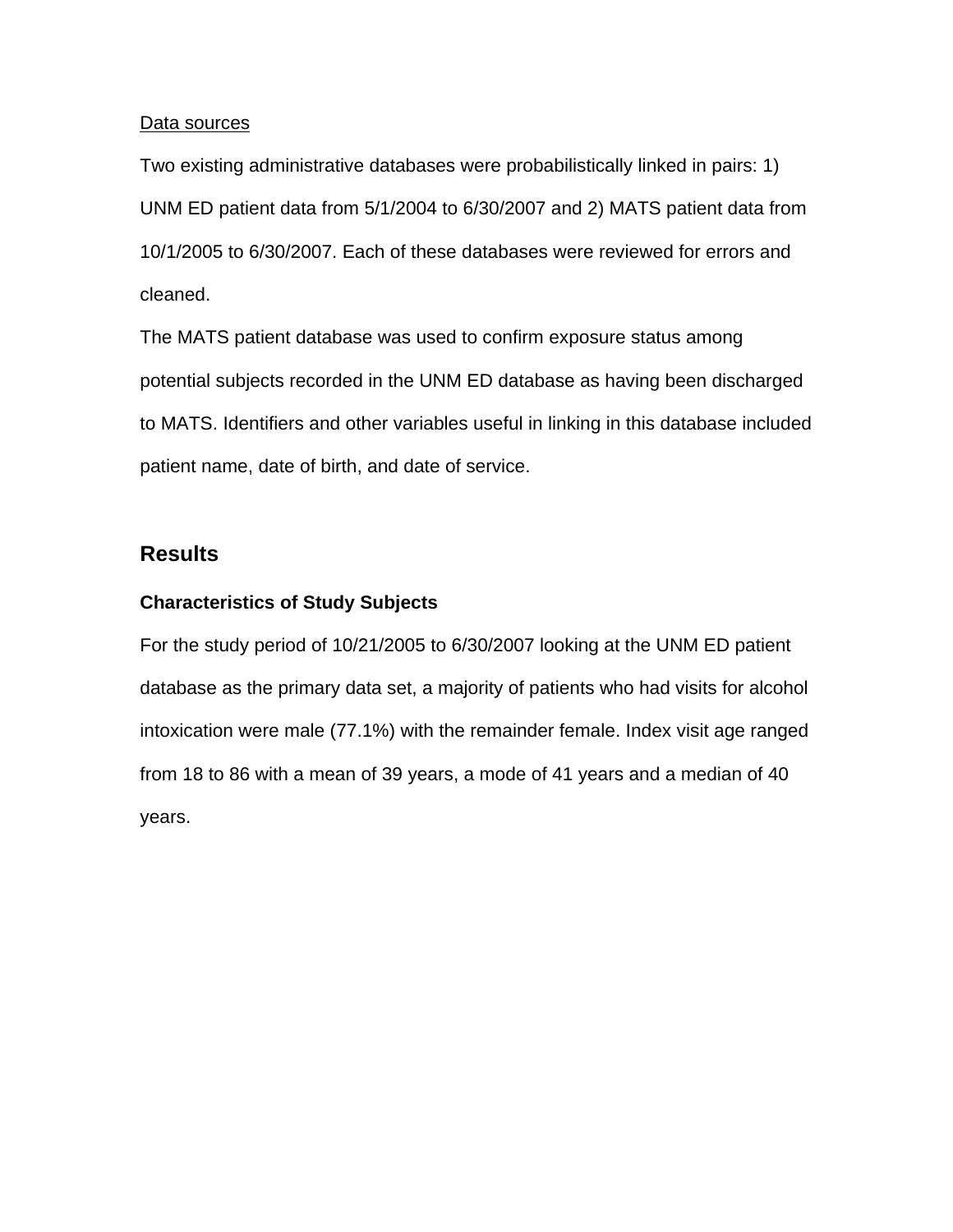Data sources

Two existing administrative databases were probabilistically linked in pairs: 1) UNM ED patient data from 5/1/2004 to 6/30/2007 and 2) MATS patient data from 10/1/2005 to 6/30/2007. Each of these databases were reviewed for errors and cleaned.

The MATS patient database was used to confirm exposure status among potential subjects recorded in the UNM ED database as having been discharged to MATS. Identifiers and other variables useful in linking in this database included patient name, date of birth, and date of service.

## Results

### Characteristics of Study Subjects

For the study period of 10/21/2005 to 6/30/2007 looking at the UNM ED patient database as the primary data set, a majority of patients who had visits for alcohol intoxication were male (77.1%) with the remainder female. Index visit age ranged from 18 to 86 with a mean of 39 years, a mode of 41 years and a median of 40 years.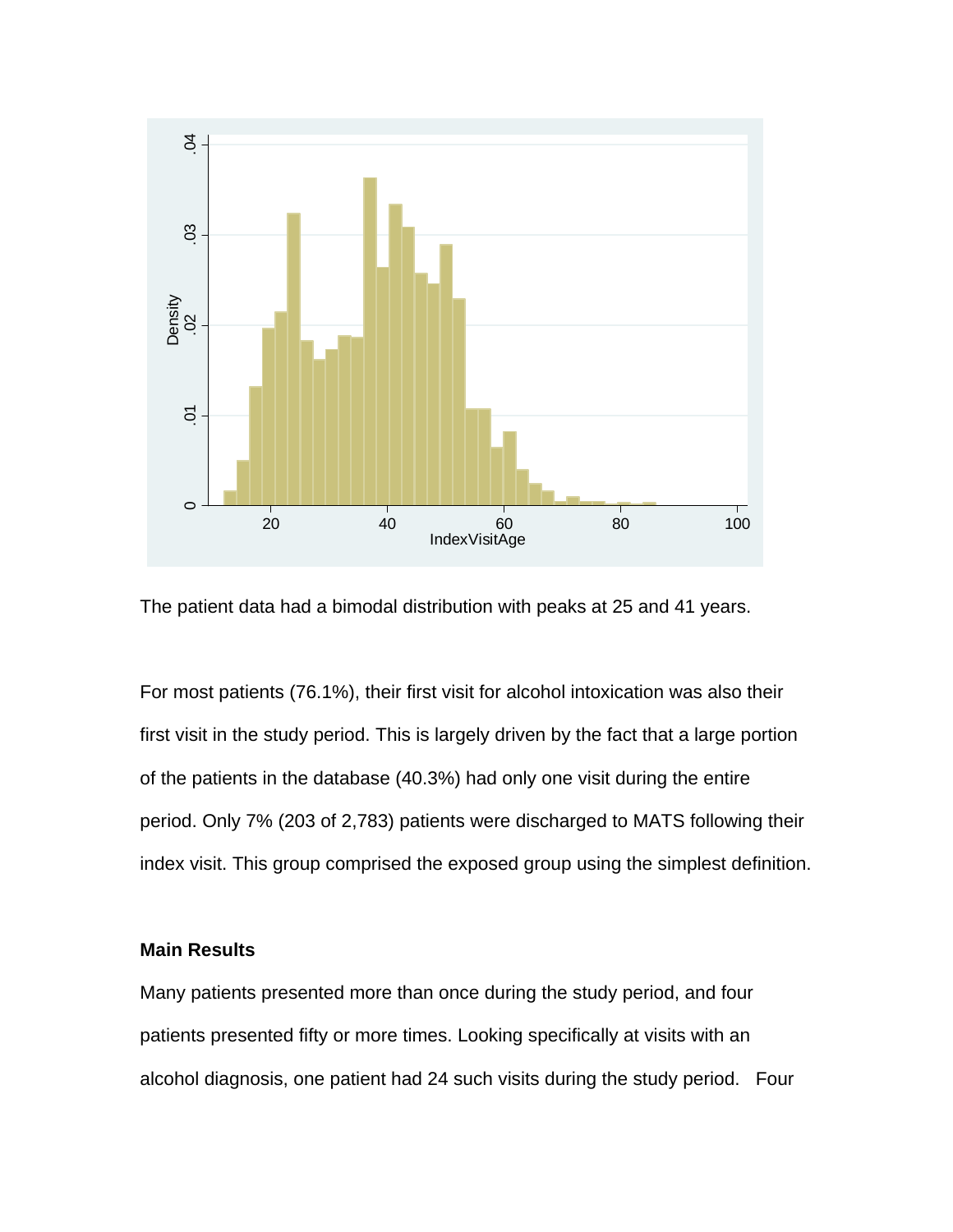The patient data had a bimodal distribution with peaks at 25 and 41 years.

For most patients (76.1%), their first visit for alcohol intoxication was also their first visit in the study period. This is largely driven by the fact that a large portion of the patients in the database (40.3%) had only one visit during the entire period. Only 7% (203 of 2,783) patients were discharged to MATS following their index visit. This group comprised the exposed group using the simplest definition.

**Main Results**

Many patients presented more than once during the study period, and four patients presented fifty or more times. Looking specifically at visits with an alcohol diagnosis, one patient had 24 such visits during the study period. Four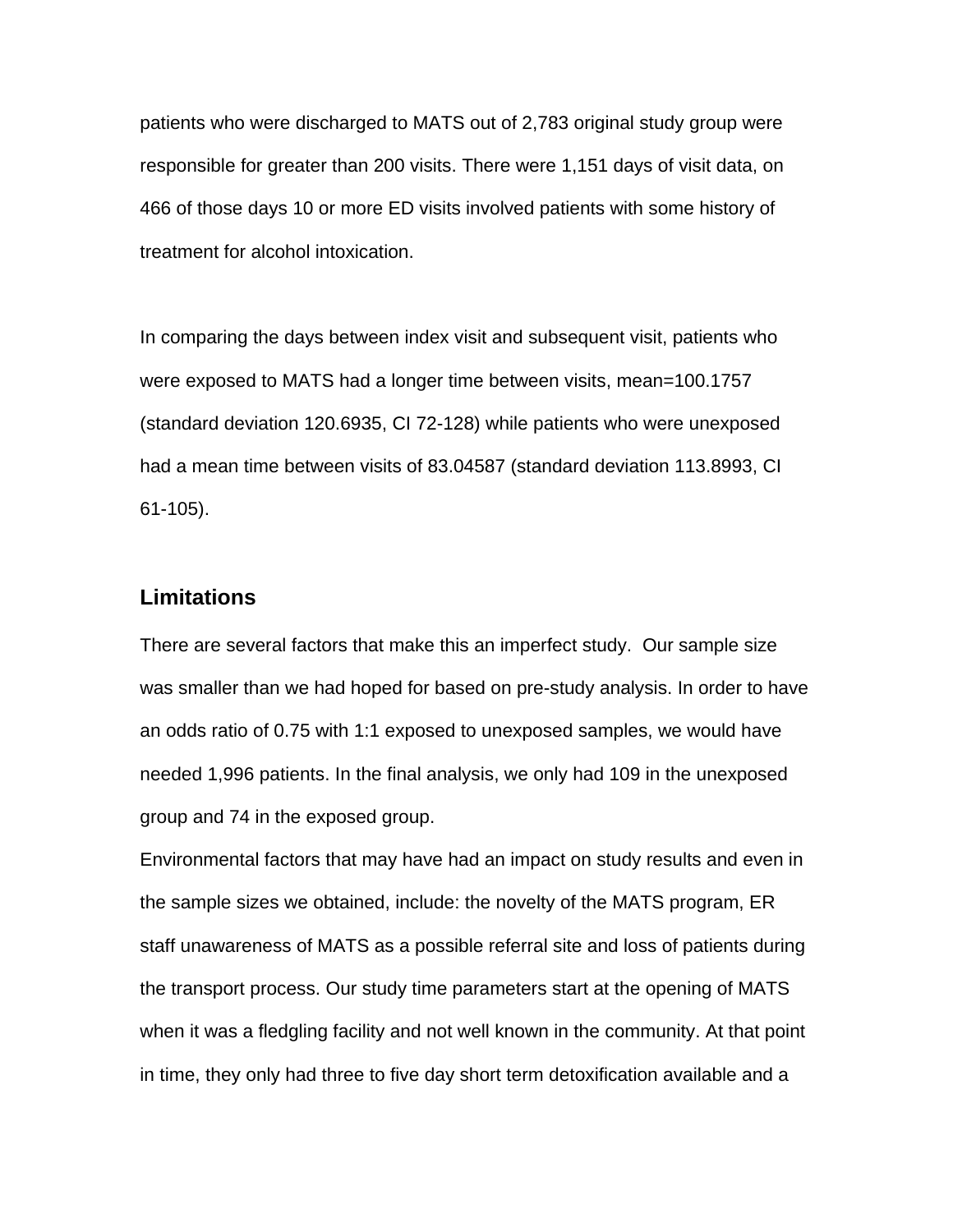patients who were discharged to MATS out of 2,783 original study group were responsible for greater than 200 visits. There were 1,151 days of visit data, on 466 of those days 10 or more ED visits involved patients with some history of treatment for alcohol intoxication.

In comparing the days between index visit and subsequent visit, patients who were exposed to MATS had a longer time between visits, mean=100.1757 (standard deviation 120.6935, CI 72-128) while patients who were unexposed had a mean time between visits of 83.04587 (standard deviation 113.8993, CI 61-105).

## Limitations

There are several factors that make this an imperfect study. Our sample size was smaller than we had hoped for based on pre-study analysis. In order to have an odds ratio of 0.75 with 1:1 exposed to unexposed samples, we would have needed 1,996 patients. In the final analysis, we only had 109 in the unexposed group and 74 in the exposed group.

Environmental factors that may have had an impact on study results and even in the sample sizes we obtained, include: the novelty of the MATS program, ER staff unawareness of MATS as a possible referral site and loss of patients during the transport process. Our study time parameters start at the opening of MATS when it was a fledgling facility and not well known in the community. At that point in time, they only had three to five day short term detoxification available and a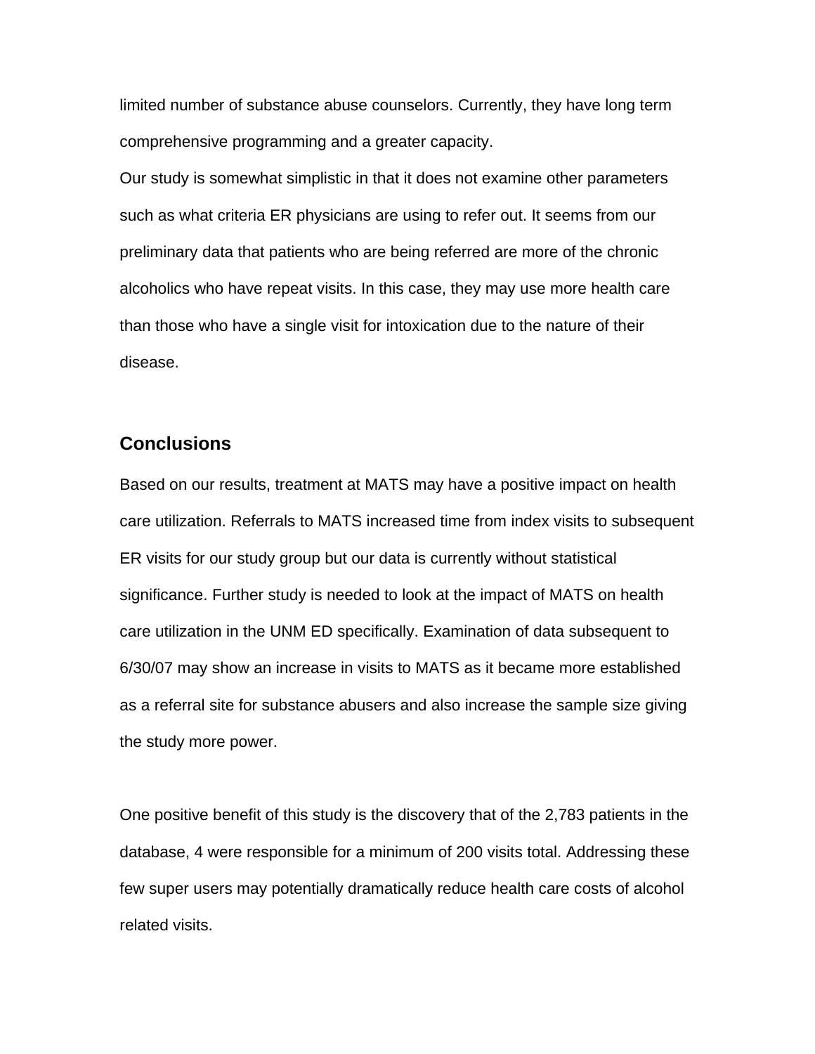limited number of substance abuse counselors. Currently, they have long term comprehensive programming and a greater capacity.

Our study is somewhat simplistic in that it does not examine other parameters such as what criteria ER physicians are using to refer out. It seems from our preliminary data that patients who are being referred are more of the chronic alcoholics who have repeat visits. In this case, they may use more health care than those who have a single visit for intoxication due to the nature of their disease.

## Conclusions

Based on our results, treatment at MATS may have a positive impact on health care utilization. Referrals to MATS increased time from index visits to subsequent ER visits for our study group but our data is currently without statistical significance. Further study is needed to look at the impact of MATS on health care utilization in the UNM ED specifically. Examination of data subsequent to 6/30/07 may show an increase in visits to MATS as it became more established as a referral site for substance abusers and also increase the sample size giving the study more power.

One positive benefit of this study is the discovery that of the 2,783 patients in the database, 4 were responsible for a minimum of 200 visits total. Addressing these few super users may potentially dramatically reduce health care costs of alcohol related visits.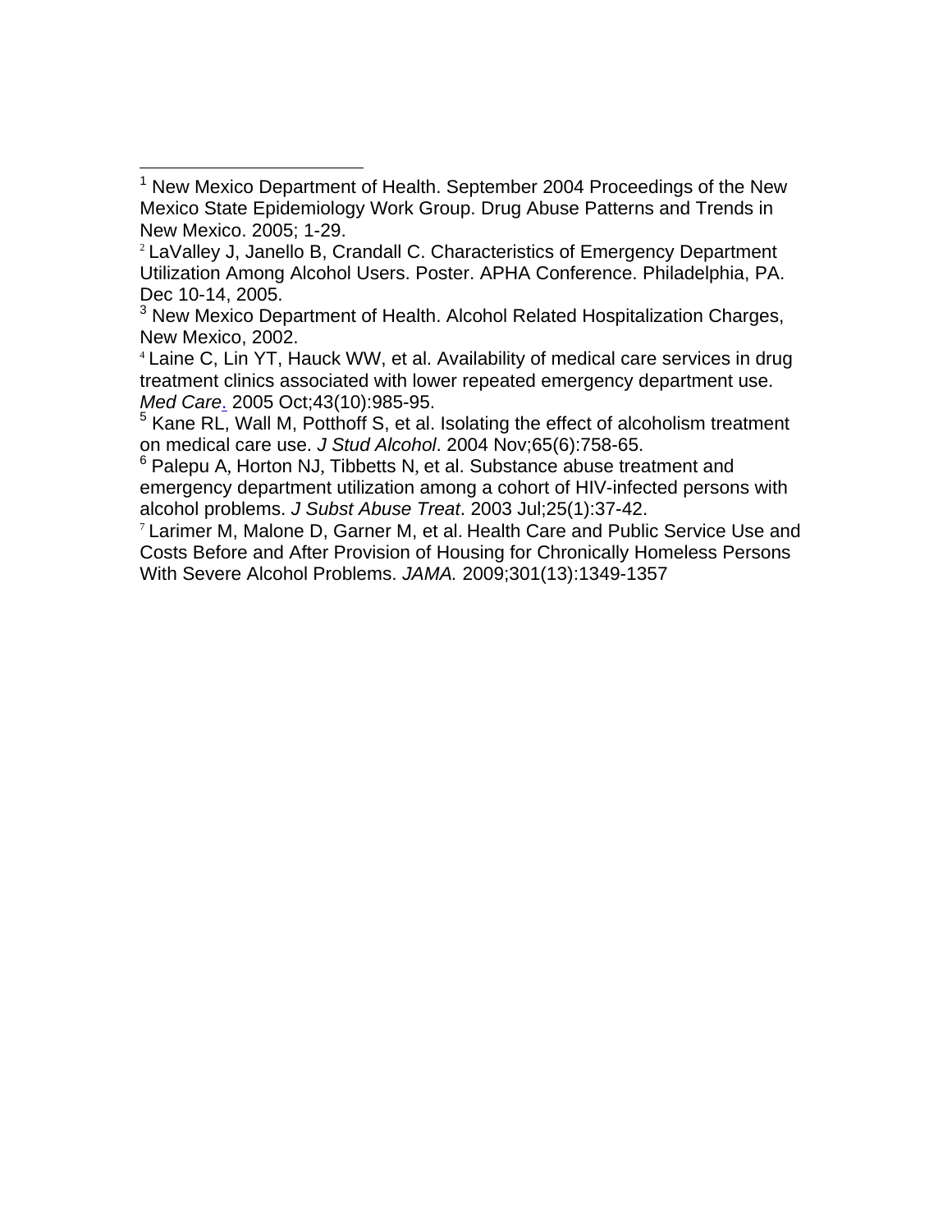[1] New Mexico Department of Health. September 2004 Proceedings of the New Mexico State Epidemiology Work Group. Drug Abuse Patterns and Trends in New Mexico. 2005; 1-29.

[2] LaValley J, Janello B, Crandall C. Characteristics of Emergency Department Utilization Among Alcohol Users. Poster. APHA Conference. Philadelphia, PA. Dec 10-14, 2005.

[3] New Mexico Department of Health. Alcohol Related Hospitalization Charges, New Mexico, 2002.

[4] Laine C, Lin YT, Hauck WW, et al. Availability of medical care services in drug treatment clinics associated with lower repeated emergency department use. *Med Care*. 2005 Oct;43(10):985-95.

[5] Kane RL, Wall M, Potthoff S, et al. Isolating the effect of alcoholism treatment on medical care use. *J Stud Alcohol*. 2004 Nov;65(6):758-65.

[6] Palepu A, Horton NJ, Tibbetts N, et al. Substance abuse treatment and emergency department utilization among a cohort of HIV-infected persons with alcohol problems. *J Subst Abuse Treat*. 2003 Jul;25(1):37-42.

[7] Larimer M, Malone D, Garner M, et al. Health Care and Public Service Use and Costs Before and After Provision of Housing for Chronically Homeless Persons With Severe Alcohol Problems. *JAMA.* 2009;301(13):1349-1357